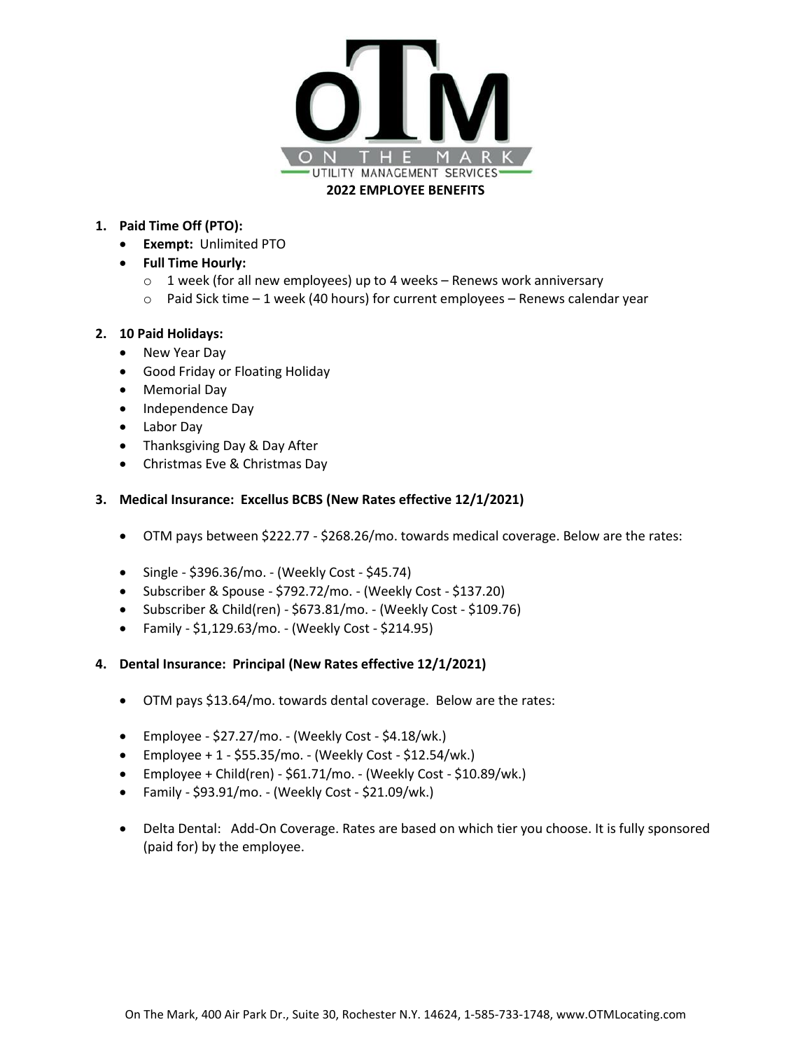# 2022 EMPLOYEE BENEFITS

1. **Paid Time Off (PTO):**
   - **Exempt:** Unlimited PTO
   - **Full Time Hourly:**
     - 1 week (for all new employees) up to 4 weeks – Renews work anniversary
     - Paid Sick time – 1 week (40 hours) for current employees – Renews calendar year

2. **10 Paid Holidays:**
   - New Year Day
   - Good Friday or Floating Holiday
   - Memorial Day
   - Independence Day
   - Labor Day
   - Thanksgiving Day & Day After
   - Christmas Eve & Christmas Day

3. **Medical Insurance: Excellus BCBS (New Rates effective 12/1/2021)**

   - OTM pays between $222.77 - $268.26/mo. towards medical coverage. Below are the rates:

   - Single - $396.36/mo. - (Weekly Cost - $45.74)
   - Subscriber & Spouse - $792.72/mo. - (Weekly Cost - $137.20)
   - Subscriber & Child(ren) - $673.81/mo. - (Weekly Cost - $109.76)
   - Family - $1,129.63/mo. - (Weekly Cost - $214.95)

4. **Dental Insurance: Principal (New Rates effective 12/1/2021)**

   - OTM pays $13.64/mo. towards dental coverage. Below are the rates:

   - Employee - $27.27/mo. - (Weekly Cost - $4.18/wk.)
   - Employee + 1 - $55.35/mo. - (Weekly Cost - $12.54/wk.)
   - Employee + Child(ren) - $61.71/mo. - (Weekly Cost - $10.89/wk.)
   - Family - $93.91/mo. - (Weekly Cost - $21.09/wk.)

   - Delta Dental: Add-On Coverage. Rates are based on which tier you choose. It is fully sponsored (paid for) by the employee.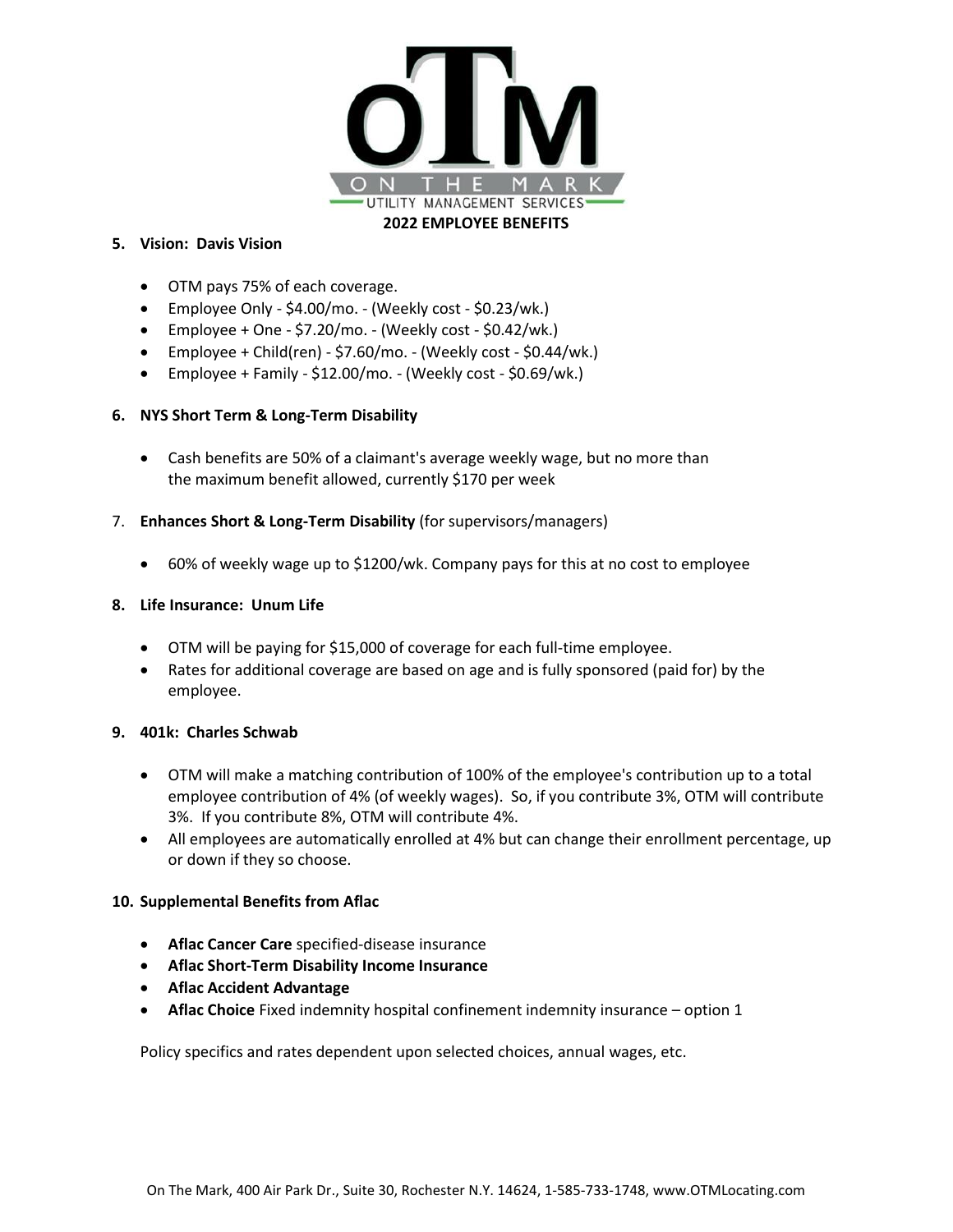## 2022 EMPLOYEE BENEFITS

**5. Vision: Davis Vision**

- OTM pays 75% of each coverage.
- Employee Only - $4.00/mo. - (Weekly cost - $0.23/wk.)
- Employee + One - $7.20/mo. - (Weekly cost - $0.42/wk.)
- Employee + Child(ren) - $7.60/mo. - (Weekly cost - $0.44/wk.)
- Employee + Family - $12.00/mo. - (Weekly cost - $0.69/wk.)

**6. NYS Short Term & Long-Term Disability**

- Cash benefits are 50% of a claimant's average weekly wage, but no more than the maximum benefit allowed, currently $170 per week

7. **Enhances Short & Long-Term Disability** (for supervisors/managers)

- 60% of weekly wage up to $1200/wk. Company pays for this at no cost to employee

**8. Life Insurance: Unum Life**

- OTM will be paying for $15,000 of coverage for each full-time employee.
- Rates for additional coverage are based on age and is fully sponsored (paid for) by the employee.

**9. 401k: Charles Schwab**

- OTM will make a matching contribution of 100% of the employee's contribution up to a total employee contribution of 4% (of weekly wages). So, if you contribute 3%, OTM will contribute 3%. If you contribute 8%, OTM will contribute 4%.
- All employees are automatically enrolled at 4% but can change their enrollment percentage, up or down if they so choose.

**10. Supplemental Benefits from Aflac**

- **Aflac Cancer Care** specified-disease insurance
- **Aflac Short-Term Disability Income Insurance**
- **Aflac Accident Advantage**
- **Aflac Choice** Fixed indemnity hospital confinement indemnity insurance – option 1

Policy specifics and rates dependent upon selected choices, annual wages, etc.

On The Mark, 400 Air Park Dr., Suite 30, Rochester N.Y. 14624, 1-585-733-1748, www.OTMLocating.com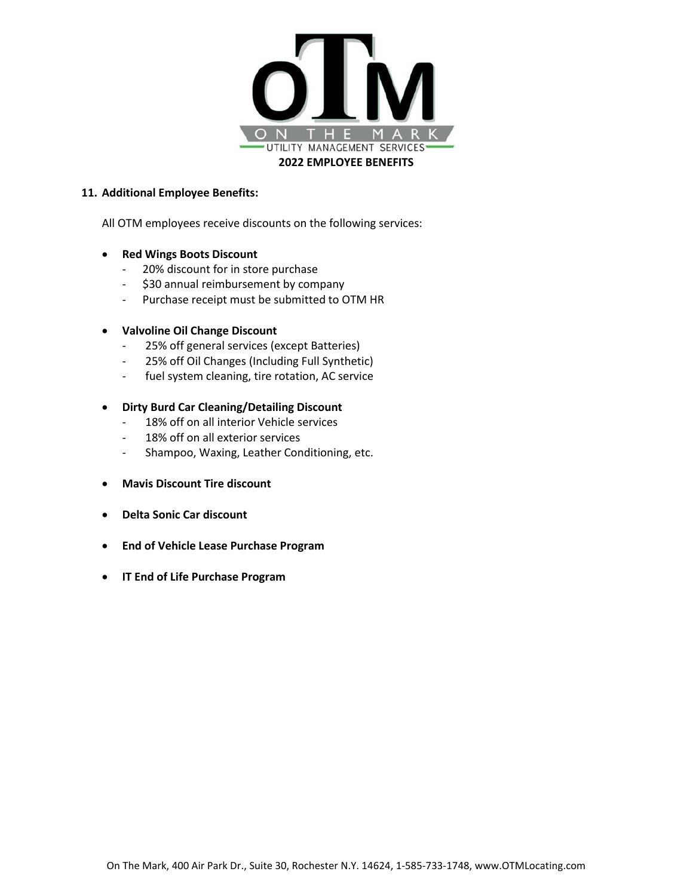**2022 EMPLOYEE BENEFITS**

**11. Additional Employee Benefits:**

All OTM employees receive discounts on the following services:

- **Red Wings Boots Discount**
  - 20% discount for in store purchase
  - $30 annual reimbursement by company
  - Purchase receipt must be submitted to OTM HR

- **Valvoline Oil Change Discount**
  - 25% off general services (except Batteries)
  - 25% off Oil Changes (Including Full Synthetic)
  - fuel system cleaning, tire rotation, AC service

- **Dirty Burd Car Cleaning/Detailing Discount**
  - 18% off on all interior Vehicle services
  - 18% off on all exterior services
  - Shampoo, Waxing, Leather Conditioning, etc.

- **Mavis Discount Tire discount**

- **Delta Sonic Car discount**

- **End of Vehicle Lease Purchase Program**

- **IT End of Life Purchase Program**

On The Mark, 400 Air Park Dr., Suite 30, Rochester N.Y. 14624, 1-585-733-1748, www.OTMLocating.com